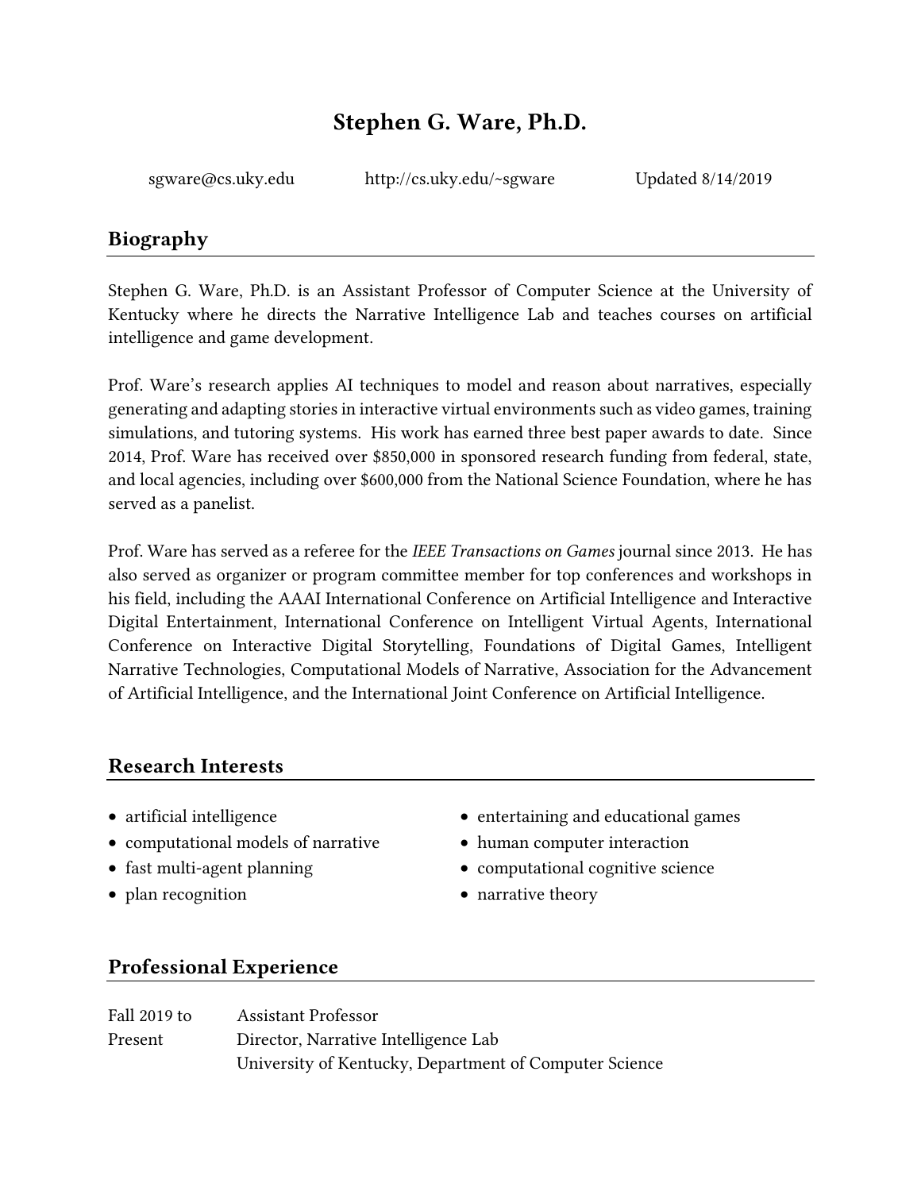# Stephen G. Ware, Ph.D.

sgware@cs.uky.edu http://cs.uky.edu/~sgware Updated 8/14/2019

## Biography

Stephen G. Ware, Ph.D. is an Assistant Professor of Computer Science at the University of Kentucky where he directs the Narrative Intelligence Lab and teaches courses on artificial intelligence and game development.

Prof. Ware's research applies AI techniques to model and reason about narratives, especially generating and adapting stories in interactive virtual environments such as video games, training simulations, and tutoring systems. His work has earned three best paper awards to date. Since 2014, Prof. Ware has received over $850,000 in sponsored research funding from federal, state, and local agencies, including over $600,000 from the National Science Foundation, where he has served as a panelist.

Prof. Ware has served as a referee for the *IEEE Transactions on Games* journal since 2013. He has also served as organizer or program committee member for top conferences and workshops in his field, including the AAAI International Conference on Artificial Intelligence and Interactive Digital Entertainment, International Conference on Intelligent Virtual Agents, International Conference on Interactive Digital Storytelling, Foundations of Digital Games, Intelligent Narrative Technologies, Computational Models of Narrative, Association for the Advancement of Artificial Intelligence, and the International Joint Conference on Artificial Intelligence.

## Research Interests

- artificial intelligence
- computational models of narrative
- fast multi-agent planning
- plan recognition
- entertaining and educational games
- human computer interaction
- computational cognitive science
- narrative theory

## Professional Experience

Fall 2019 to Present
Assistant Professor
Director, Narrative Intelligence Lab
University of Kentucky, Department of Computer Science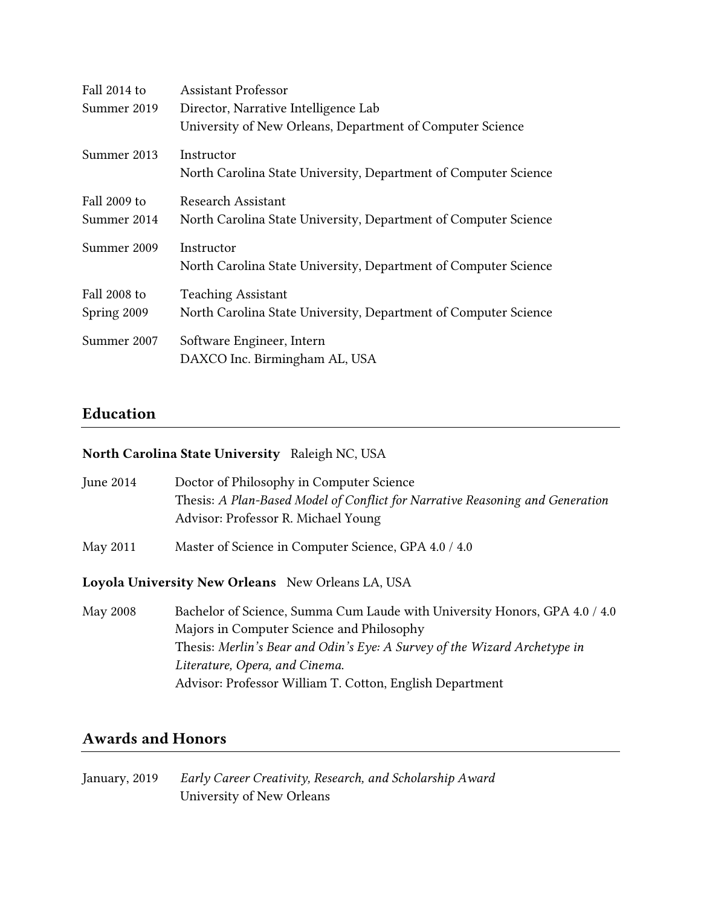| | |
|---|---|
| Fall 2014 to Summer 2019 | Assistant Professor<br>Director, Narrative Intelligence Lab<br>University of New Orleans, Department of Computer Science |
| Summer 2013 | Instructor<br>North Carolina State University, Department of Computer Science |
| Fall 2009 to Summer 2014 | Research Assistant<br>North Carolina State University, Department of Computer Science |
| Summer 2009 | Instructor<br>North Carolina State University, Department of Computer Science |
| Fall 2008 to Spring 2009 | Teaching Assistant<br>North Carolina State University, Department of Computer Science |
| Summer 2007 | Software Engineer, Intern<br>DAXCO Inc. Birmingham AL, USA |

## Education

**North Carolina State University** Raleigh NC, USA

| | |
|---|---|
| June 2014 | Doctor of Philosophy in Computer Science<br>Thesis: *A Plan-Based Model of Conflict for Narrative Reasoning and Generation*<br>Advisor: Professor R. Michael Young |
| May 2011 | Master of Science in Computer Science, GPA 4.0 / 4.0 |

**Loyola University New Orleans** New Orleans LA, USA

| | |
|---|---|
| May 2008 | Bachelor of Science, Summa Cum Laude with University Honors, GPA 4.0 / 4.0<br>Majors in Computer Science and Philosophy<br>Thesis: *Merlin's Bear and Odin's Eye: A Survey of the Wizard Archetype in Literature, Opera, and Cinema.*<br>Advisor: Professor William T. Cotton, English Department |

## Awards and Honors

| | |
|---|---|
| January, 2019 | *Early Career Creativity, Research, and Scholarship Award*<br>University of New Orleans |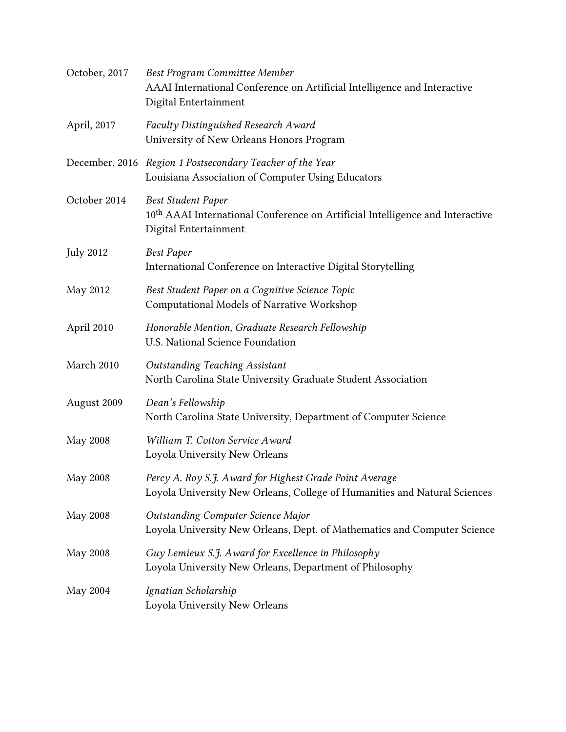| | |
|---|---|
| October, 2017 | *Best Program Committee Member*<br>AAAI International Conference on Artificial Intelligence and Interactive Digital Entertainment |
| April, 2017 | *Faculty Distinguished Research Award*<br>University of New Orleans Honors Program |
| December, 2016 | *Region 1 Postsecondary Teacher of the Year*<br>Louisiana Association of Computer Using Educators |
| October 2014 | *Best Student Paper*<br>10th AAAI International Conference on Artificial Intelligence and Interactive Digital Entertainment |
| July 2012 | *Best Paper*<br>International Conference on Interactive Digital Storytelling |
| May 2012 | *Best Student Paper on a Cognitive Science Topic*<br>Computational Models of Narrative Workshop |
| April 2010 | *Honorable Mention, Graduate Research Fellowship*<br>U.S. National Science Foundation |
| March 2010 | *Outstanding Teaching Assistant*<br>North Carolina State University Graduate Student Association |
| August 2009 | *Dean's Fellowship*<br>North Carolina State University, Department of Computer Science |
| May 2008 | *William T. Cotton Service Award*<br>Loyola University New Orleans |
| May 2008 | *Percy A. Roy S.J. Award for Highest Grade Point Average*<br>Loyola University New Orleans, College of Humanities and Natural Sciences |
| May 2008 | *Outstanding Computer Science Major*<br>Loyola University New Orleans, Dept. of Mathematics and Computer Science |
| May 2008 | *Guy Lemieux S.J. Award for Excellence in Philosophy*<br>Loyola University New Orleans, Department of Philosophy |
| May 2004 | *Ignatian Scholarship*<br>Loyola University New Orleans |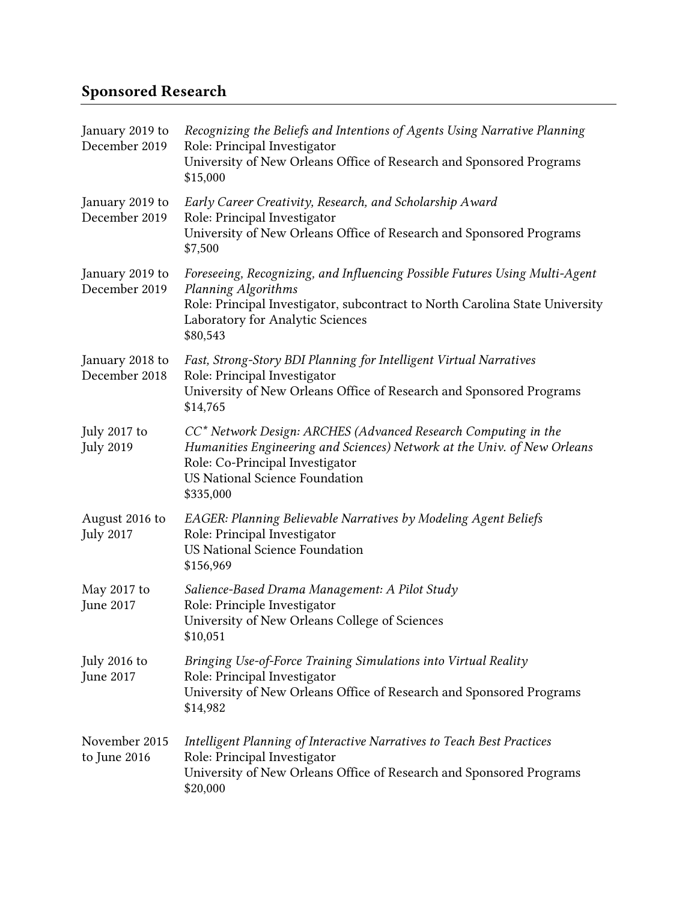## Sponsored Research

| | |
|---|---|
| January 2019 to December 2019 | *Recognizing the Beliefs and Intentions of Agents Using Narrative Planning*<br>Role: Principal Investigator<br>University of New Orleans Office of Research and Sponsored Programs<br>$15,000 |
| January 2019 to December 2019 | *Early Career Creativity, Research, and Scholarship Award*<br>Role: Principal Investigator<br>University of New Orleans Office of Research and Sponsored Programs<br>$7,500 |
| January 2019 to December 2019 | *Foreseeing, Recognizing, and Influencing Possible Futures Using Multi-Agent Planning Algorithms*<br>Role: Principal Investigator, subcontract to North Carolina State University Laboratory for Analytic Sciences<br>$80,543 |
| January 2018 to December 2018 | *Fast, Strong-Story BDI Planning for Intelligent Virtual Narratives*<br>Role: Principal Investigator<br>University of New Orleans Office of Research and Sponsored Programs<br>$14,765 |
| July 2017 to July 2019 | *CC\* Network Design: ARCHES (Advanced Research Computing in the Humanities Engineering and Sciences) Network at the Univ. of New Orleans*<br>Role: Co-Principal Investigator<br>US National Science Foundation<br>$335,000 |
| August 2016 to July 2017 | *EAGER: Planning Believable Narratives by Modeling Agent Beliefs*<br>Role: Principal Investigator<br>US National Science Foundation<br>$156,969 |
| May 2017 to June 2017 | *Salience-Based Drama Management: A Pilot Study*<br>Role: Principle Investigator<br>University of New Orleans College of Sciences<br>$10,051 |
| July 2016 to June 2017 | *Bringing Use-of-Force Training Simulations into Virtual Reality*<br>Role: Principal Investigator<br>University of New Orleans Office of Research and Sponsored Programs<br>$14,982 |
| November 2015 to June 2016 | *Intelligent Planning of Interactive Narratives to Teach Best Practices*<br>Role: Principal Investigator<br>University of New Orleans Office of Research and Sponsored Programs<br>$20,000 |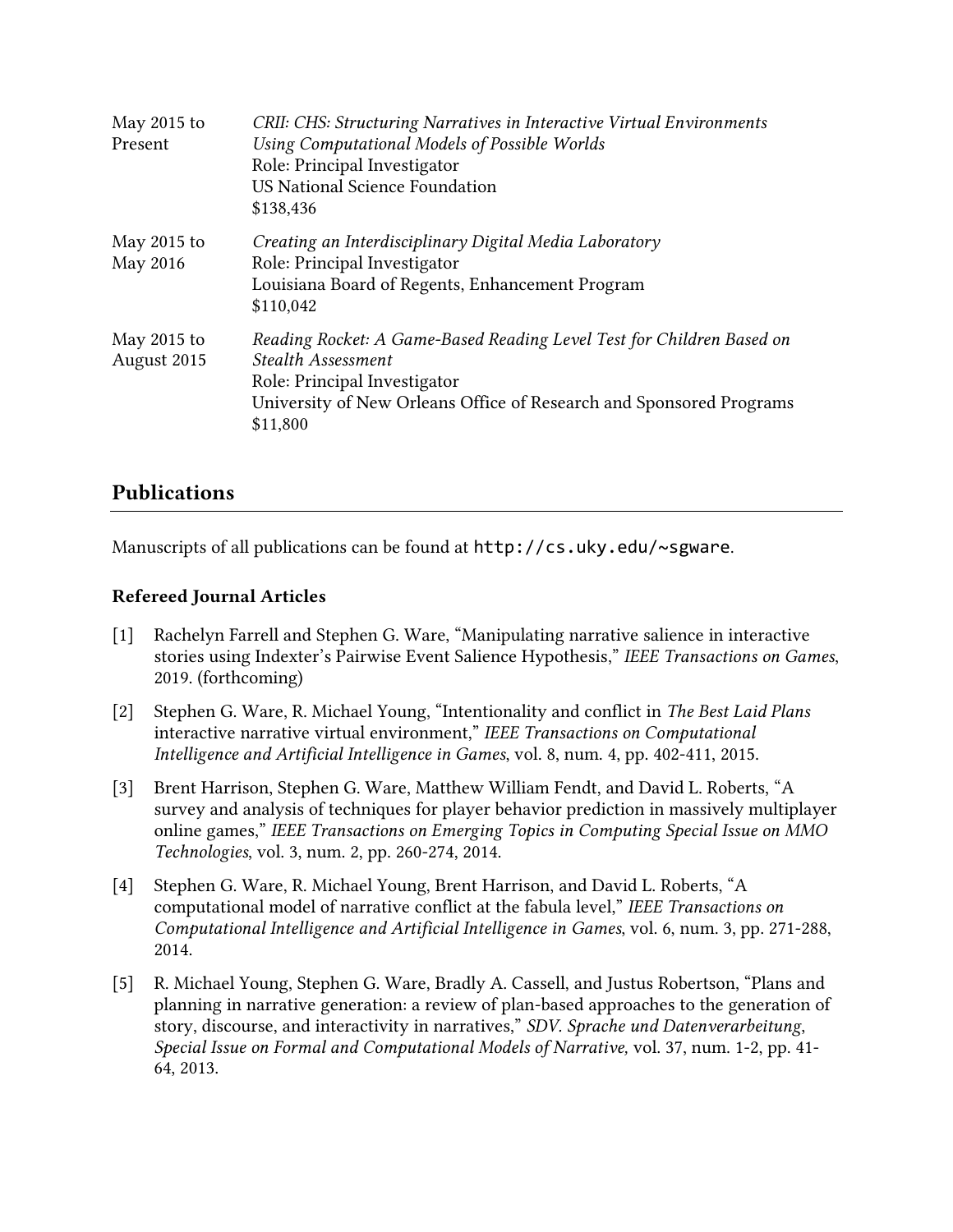| | |
|---|---|
| May 2015 to Present | *CRII: CHS: Structuring Narratives in Interactive Virtual Environments Using Computational Models of Possible Worlds*<br>Role: Principal Investigator<br>US National Science Foundation<br>$138,436 |
| May 2015 to May 2016 | *Creating an Interdisciplinary Digital Media Laboratory*<br>Role: Principal Investigator<br>Louisiana Board of Regents, Enhancement Program<br>$110,042 |
| May 2015 to August 2015 | *Reading Rocket: A Game-Based Reading Level Test for Children Based on Stealth Assessment*<br>Role: Principal Investigator<br>University of New Orleans Office of Research and Sponsored Programs<br>$11,800 |

## Publications

Manuscripts of all publications can be found at `http://cs.uky.edu/~sgware`.

### Refereed Journal Articles

[1] Rachelyn Farrell and Stephen G. Ware, "Manipulating narrative salience in interactive stories using Indexter's Pairwise Event Salience Hypothesis," *IEEE Transactions on Games*, 2019. (forthcoming)

[2] Stephen G. Ware, R. Michael Young, "Intentionality and conflict in *The Best Laid Plans* interactive narrative virtual environment," *IEEE Transactions on Computational Intelligence and Artificial Intelligence in Games*, vol. 8, num. 4, pp. 402-411, 2015.

[3] Brent Harrison, Stephen G. Ware, Matthew William Fendt, and David L. Roberts, "A survey and analysis of techniques for player behavior prediction in massively multiplayer online games," *IEEE Transactions on Emerging Topics in Computing Special Issue on MMO Technologies*, vol. 3, num. 2, pp. 260-274, 2014.

[4] Stephen G. Ware, R. Michael Young, Brent Harrison, and David L. Roberts, "A computational model of narrative conflict at the fabula level," *IEEE Transactions on Computational Intelligence and Artificial Intelligence in Games*, vol. 6, num. 3, pp. 271-288, 2014.

[5] R. Michael Young, Stephen G. Ware, Bradly A. Cassell, and Justus Robertson, "Plans and planning in narrative generation: a review of plan-based approaches to the generation of story, discourse, and interactivity in narratives," *SDV. Sprache und Datenverarbeitung, Special Issue on Formal and Computational Models of Narrative,* vol. 37, num. 1-2, pp. 41-64, 2013.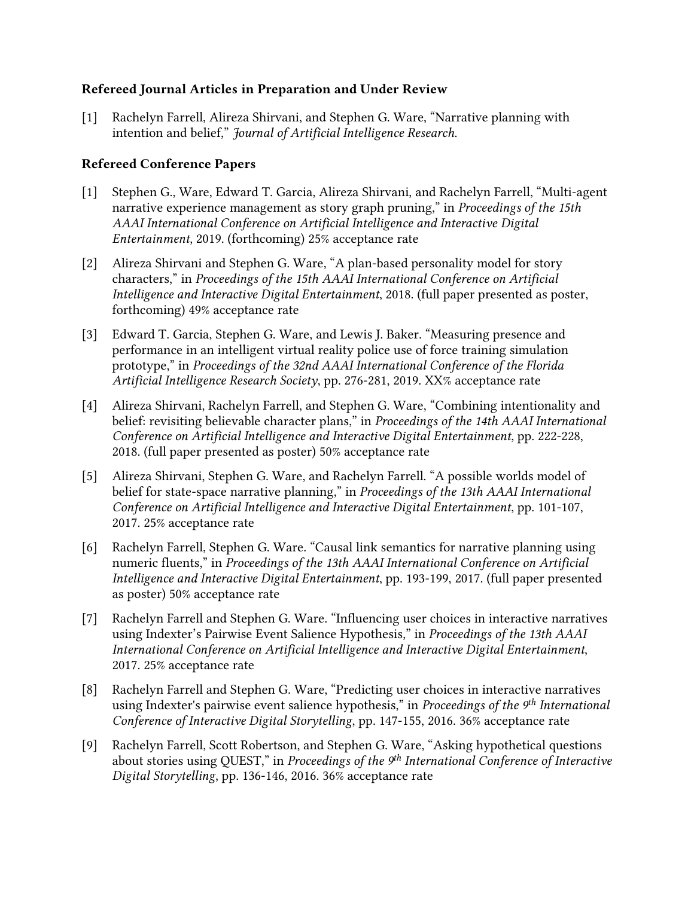### Refereed Journal Articles in Preparation and Under Review

[1] Rachelyn Farrell, Alireza Shirvani, and Stephen G. Ware, "Narrative planning with intention and belief," *Journal of Artificial Intelligence Research*.

### Refereed Conference Papers

[1] Stephen G., Ware, Edward T. Garcia, Alireza Shirvani, and Rachelyn Farrell, "Multi-agent narrative experience management as story graph pruning," in *Proceedings of the 15th AAAI International Conference on Artificial Intelligence and Interactive Digital Entertainment*, 2019. (forthcoming) 25% acceptance rate

[2] Alireza Shirvani and Stephen G. Ware, "A plan-based personality model for story characters," in *Proceedings of the 15th AAAI International Conference on Artificial Intelligence and Interactive Digital Entertainment*, 2018. (full paper presented as poster, forthcoming) 49% acceptance rate

[3] Edward T. Garcia, Stephen G. Ware, and Lewis J. Baker. "Measuring presence and performance in an intelligent virtual reality police use of force training simulation prototype," in *Proceedings of the 32nd AAAI International Conference of the Florida Artificial Intelligence Research Society*, pp. 276-281, 2019. XX% acceptance rate

[4] Alireza Shirvani, Rachelyn Farrell, and Stephen G. Ware, "Combining intentionality and belief: revisiting believable character plans," in *Proceedings of the 14th AAAI International Conference on Artificial Intelligence and Interactive Digital Entertainment*, pp. 222-228, 2018. (full paper presented as poster) 50% acceptance rate

[5] Alireza Shirvani, Stephen G. Ware, and Rachelyn Farrell. "A possible worlds model of belief for state-space narrative planning," in *Proceedings of the 13th AAAI International Conference on Artificial Intelligence and Interactive Digital Entertainment*, pp. 101-107, 2017. 25% acceptance rate

[6] Rachelyn Farrell, Stephen G. Ware. "Causal link semantics for narrative planning using numeric fluents," in *Proceedings of the 13th AAAI International Conference on Artificial Intelligence and Interactive Digital Entertainment*, pp. 193-199, 2017. (full paper presented as poster) 50% acceptance rate

[7] Rachelyn Farrell and Stephen G. Ware. "Influencing user choices in interactive narratives using Indexter's Pairwise Event Salience Hypothesis," in *Proceedings of the 13th AAAI International Conference on Artificial Intelligence and Interactive Digital Entertainment*, 2017. 25% acceptance rate

[8] Rachelyn Farrell and Stephen G. Ware, "Predicting user choices in interactive narratives using Indexter's pairwise event salience hypothesis," in *Proceedings of the 9th International Conference of Interactive Digital Storytelling*, pp. 147-155, 2016. 36% acceptance rate

[9] Rachelyn Farrell, Scott Robertson, and Stephen G. Ware, "Asking hypothetical questions about stories using QUEST," in *Proceedings of the 9th International Conference of Interactive Digital Storytelling*, pp. 136-146, 2016. 36% acceptance rate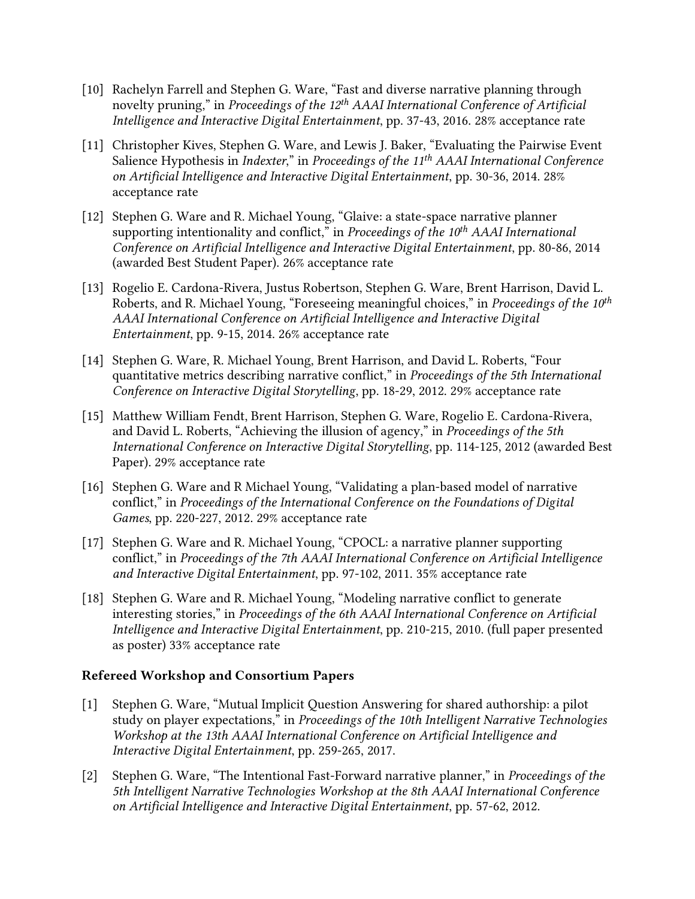[10] Rachelyn Farrell and Stephen G. Ware, "Fast and diverse narrative planning through novelty pruning," in *Proceedings of the 12th AAAI International Conference of Artificial Intelligence and Interactive Digital Entertainment*, pp. 37-43, 2016. 28% acceptance rate

[11] Christopher Kives, Stephen G. Ware, and Lewis J. Baker, "Evaluating the Pairwise Event Salience Hypothesis in *Indexter*," in *Proceedings of the 11th AAAI International Conference on Artificial Intelligence and Interactive Digital Entertainment*, pp. 30-36, 2014. 28% acceptance rate

[12] Stephen G. Ware and R. Michael Young, "Glaive: a state-space narrative planner supporting intentionality and conflict," in *Proceedings of the 10th AAAI International Conference on Artificial Intelligence and Interactive Digital Entertainment*, pp. 80-86, 2014 (awarded Best Student Paper). 26% acceptance rate

[13] Rogelio E. Cardona-Rivera, Justus Robertson, Stephen G. Ware, Brent Harrison, David L. Roberts, and R. Michael Young, "Foreseeing meaningful choices," in *Proceedings of the 10th AAAI International Conference on Artificial Intelligence and Interactive Digital Entertainment*, pp. 9-15, 2014. 26% acceptance rate

[14] Stephen G. Ware, R. Michael Young, Brent Harrison, and David L. Roberts, "Four quantitative metrics describing narrative conflict," in *Proceedings of the 5th International Conference on Interactive Digital Storytelling*, pp. 18-29, 2012. 29% acceptance rate

[15] Matthew William Fendt, Brent Harrison, Stephen G. Ware, Rogelio E. Cardona-Rivera, and David L. Roberts, "Achieving the illusion of agency," in *Proceedings of the 5th International Conference on Interactive Digital Storytelling*, pp. 114-125, 2012 (awarded Best Paper). 29% acceptance rate

[16] Stephen G. Ware and R Michael Young, "Validating a plan-based model of narrative conflict," in *Proceedings of the International Conference on the Foundations of Digital Games*, pp. 220-227, 2012. 29% acceptance rate

[17] Stephen G. Ware and R. Michael Young, "CPOCL: a narrative planner supporting conflict," in *Proceedings of the 7th AAAI International Conference on Artificial Intelligence and Interactive Digital Entertainment*, pp. 97-102, 2011. 35% acceptance rate

[18] Stephen G. Ware and R. Michael Young, "Modeling narrative conflict to generate interesting stories," in *Proceedings of the 6th AAAI International Conference on Artificial Intelligence and Interactive Digital Entertainment*, pp. 210-215, 2010. (full paper presented as poster) 33% acceptance rate

### Refereed Workshop and Consortium Papers

[1] Stephen G. Ware, "Mutual Implicit Question Answering for shared authorship: a pilot study on player expectations," in *Proceedings of the 10th Intelligent Narrative Technologies Workshop at the 13th AAAI International Conference on Artificial Intelligence and Interactive Digital Entertainment*, pp. 259-265, 2017.

[2] Stephen G. Ware, "The Intentional Fast-Forward narrative planner," in *Proceedings of the 5th Intelligent Narrative Technologies Workshop at the 8th AAAI International Conference on Artificial Intelligence and Interactive Digital Entertainment*, pp. 57-62, 2012.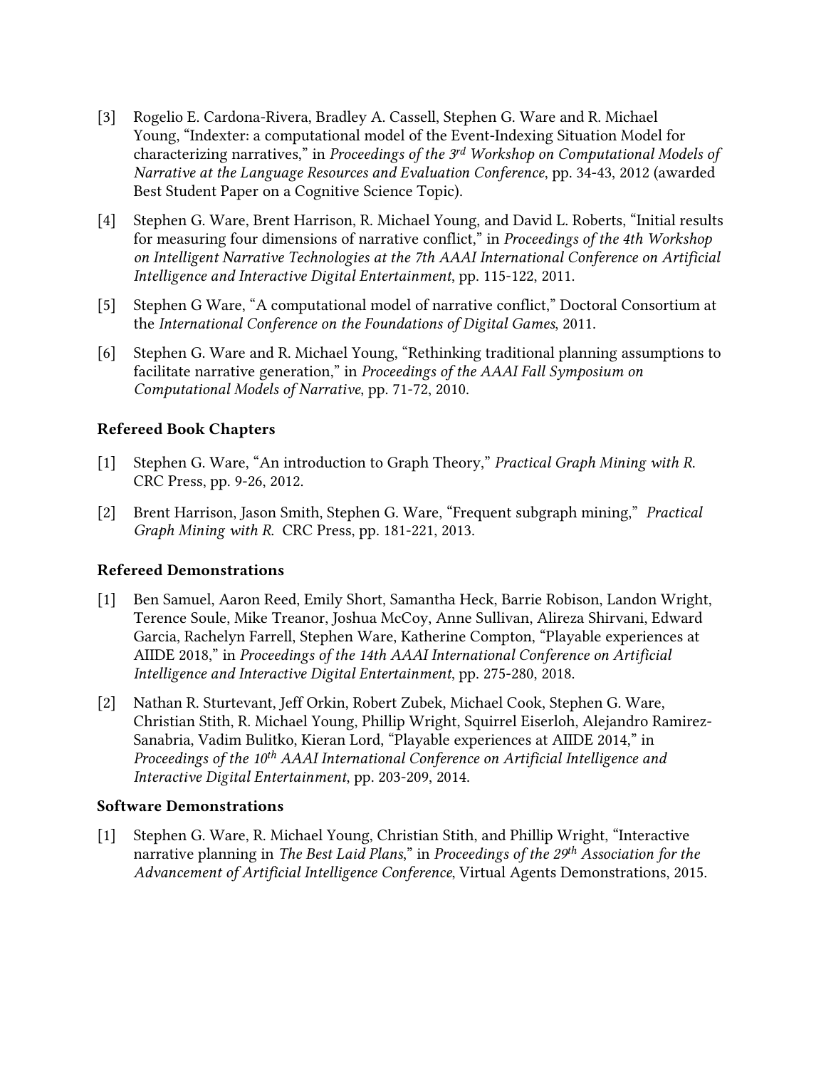[3] Rogelio E. Cardona-Rivera, Bradley A. Cassell, Stephen G. Ware and R. Michael Young, “Indexter: a computational model of the Event-Indexing Situation Model for characterizing narratives,” in *Proceedings of the 3rd Workshop on Computational Models of Narrative at the Language Resources and Evaluation Conference*, pp. 34-43, 2012 (awarded Best Student Paper on a Cognitive Science Topic).

[4] Stephen G. Ware, Brent Harrison, R. Michael Young, and David L. Roberts, “Initial results for measuring four dimensions of narrative conflict,” in *Proceedings of the 4th Workshop on Intelligent Narrative Technologies at the 7th AAAI International Conference on Artificial Intelligence and Interactive Digital Entertainment*, pp. 115-122, 2011.

[5] Stephen G Ware, “A computational model of narrative conflict,” Doctoral Consortium at the *International Conference on the Foundations of Digital Games*, 2011.

[6] Stephen G. Ware and R. Michael Young, “Rethinking traditional planning assumptions to facilitate narrative generation,” in *Proceedings of the AAAI Fall Symposium on Computational Models of Narrative*, pp. 71-72, 2010.

### Refereed Book Chapters

[1] Stephen G. Ware, “An introduction to Graph Theory,” *Practical Graph Mining with R.* CRC Press, pp. 9-26, 2012.

[2] Brent Harrison, Jason Smith, Stephen G. Ware, “Frequent subgraph mining,” *Practical Graph Mining with R.* CRC Press, pp. 181-221, 2013.

### Refereed Demonstrations

[1] Ben Samuel, Aaron Reed, Emily Short, Samantha Heck, Barrie Robison, Landon Wright, Terence Soule, Mike Treanor, Joshua McCoy, Anne Sullivan, Alireza Shirvani, Edward Garcia, Rachelyn Farrell, Stephen Ware, Katherine Compton, “Playable experiences at AIIDE 2018,” in *Proceedings of the 14th AAAI International Conference on Artificial Intelligence and Interactive Digital Entertainment*, pp. 275-280, 2018.

[2] Nathan R. Sturtevant, Jeff Orkin, Robert Zubek, Michael Cook, Stephen G. Ware, Christian Stith, R. Michael Young, Phillip Wright, Squirrel Eiserloh, Alejandro Ramirez-Sanabria, Vadim Bulitko, Kieran Lord, “Playable experiences at AIIDE 2014,” in *Proceedings of the 10th AAAI International Conference on Artificial Intelligence and Interactive Digital Entertainment*, pp. 203-209, 2014.

### Software Demonstrations

[1] Stephen G. Ware, R. Michael Young, Christian Stith, and Phillip Wright, “Interactive narrative planning in *The Best Laid Plans*,” in *Proceedings of the 29th Association for the Advancement of Artificial Intelligence Conference*, Virtual Agents Demonstrations, 2015.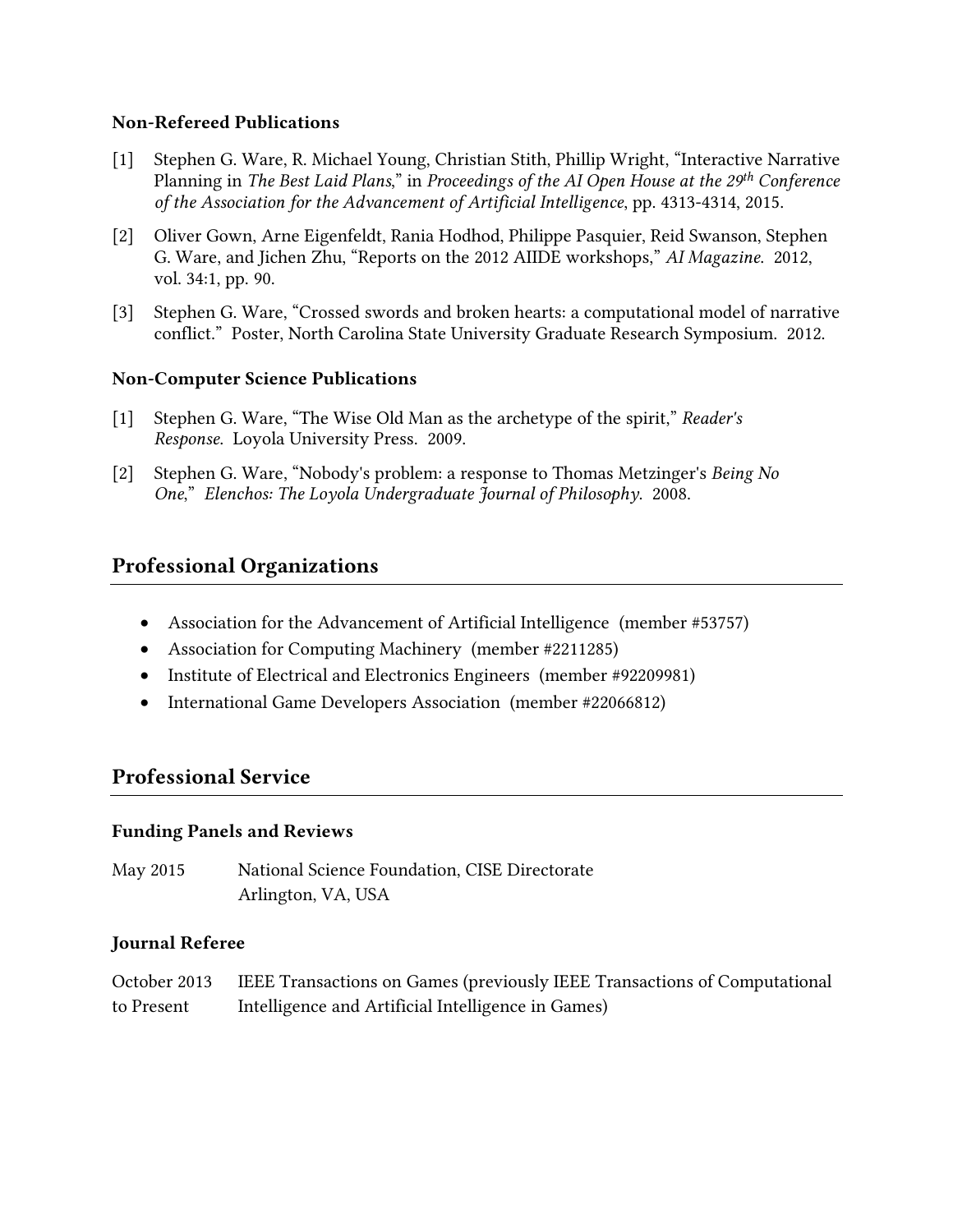### Non-Refereed Publications

[1] Stephen G. Ware, R. Michael Young, Christian Stith, Phillip Wright, "Interactive Narrative Planning in *The Best Laid Plans*," in *Proceedings of the AI Open House at the 29th Conference of the Association for the Advancement of Artificial Intelligence*, pp. 4313-4314, 2015.

[2] Oliver Gown, Arne Eigenfeldt, Rania Hodhod, Philippe Pasquier, Reid Swanson, Stephen G. Ware, and Jichen Zhu, "Reports on the 2012 AIIDE workshops," *AI Magazine*. 2012, vol. 34:1, pp. 90.

[3] Stephen G. Ware, "Crossed swords and broken hearts: a computational model of narrative conflict." Poster, North Carolina State University Graduate Research Symposium. 2012.

### Non-Computer Science Publications

[1] Stephen G. Ware, "The Wise Old Man as the archetype of the spirit," *Reader's Response*. Loyola University Press. 2009.

[2] Stephen G. Ware, "Nobody's problem: a response to Thomas Metzinger's *Being No One*," *Elenchos: The Loyola Undergraduate Journal of Philosophy*. 2008.

## Professional Organizations

- Association for the Advancement of Artificial Intelligence (member #53757)
- Association for Computing Machinery (member #2211285)
- Institute of Electrical and Electronics Engineers (member #92209981)
- International Game Developers Association (member #22066812)

## Professional Service

### Funding Panels and Reviews

May 2015 National Science Foundation, CISE Directorate
Arlington, VA, USA

### Journal Referee

October 2013 to Present IEEE Transactions on Games (previously IEEE Transactions of Computational Intelligence and Artificial Intelligence in Games)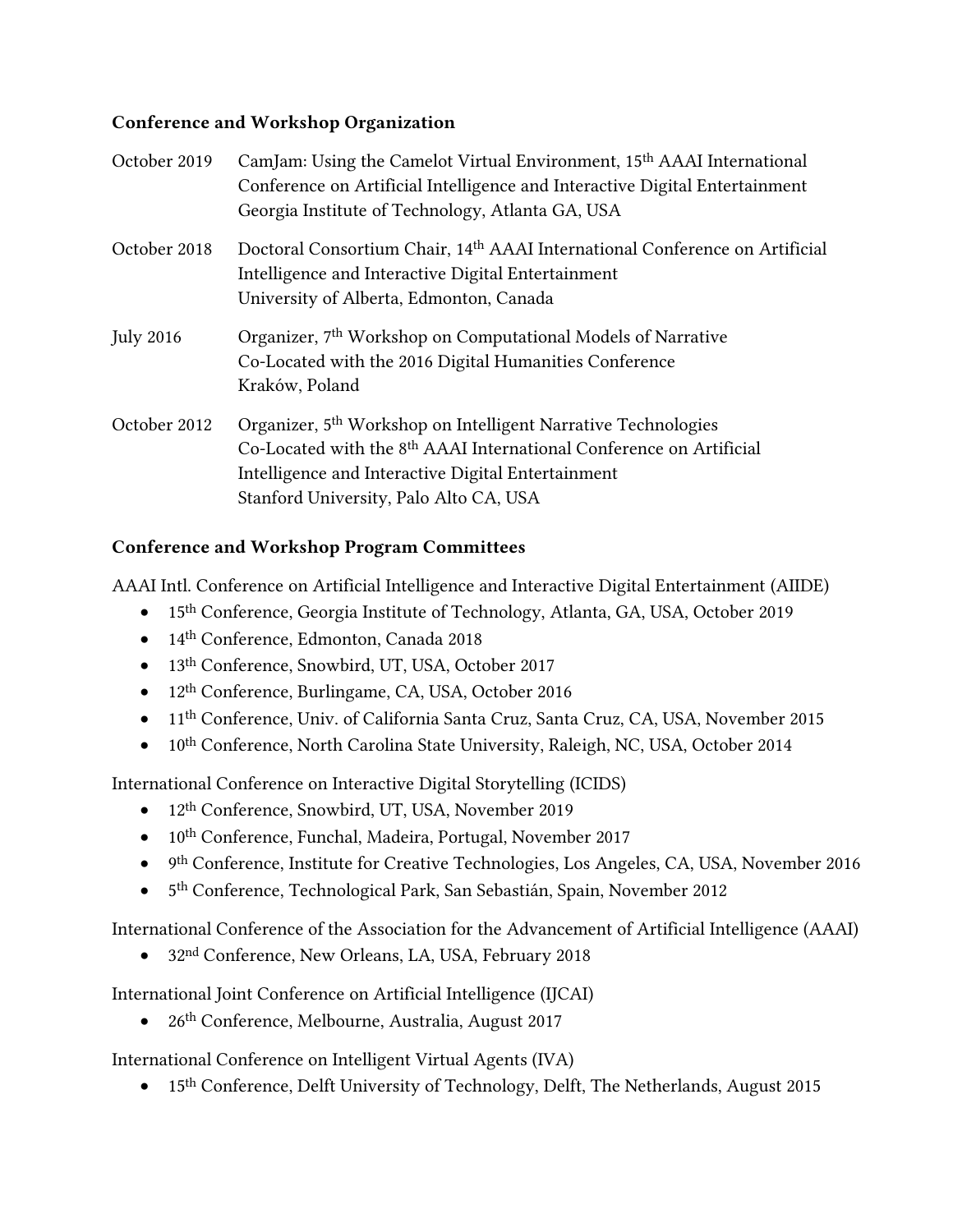### Conference and Workshop Organization

October 2019 — CamJam: Using the Camelot Virtual Environment, 15th AAAI International Conference on Artificial Intelligence and Interactive Digital Entertainment
Georgia Institute of Technology, Atlanta GA, USA

October 2018 — Doctoral Consortium Chair, 14th AAAI International Conference on Artificial Intelligence and Interactive Digital Entertainment
University of Alberta, Edmonton, Canada

July 2016 — Organizer, 7th Workshop on Computational Models of Narrative
Co-Located with the 2016 Digital Humanities Conference
Kraków, Poland

October 2012 — Organizer, 5th Workshop on Intelligent Narrative Technologies
Co-Located with the 8th AAAI International Conference on Artificial Intelligence and Interactive Digital Entertainment
Stanford University, Palo Alto CA, USA

### Conference and Workshop Program Committees

AAAI Intl. Conference on Artificial Intelligence and Interactive Digital Entertainment (AIIDE)

- 15th Conference, Georgia Institute of Technology, Atlanta, GA, USA, October 2019
- 14th Conference, Edmonton, Canada 2018
- 13th Conference, Snowbird, UT, USA, October 2017
- 12th Conference, Burlingame, CA, USA, October 2016
- 11th Conference, Univ. of California Santa Cruz, Santa Cruz, CA, USA, November 2015
- 10th Conference, North Carolina State University, Raleigh, NC, USA, October 2014

International Conference on Interactive Digital Storytelling (ICIDS)

- 12th Conference, Snowbird, UT, USA, November 2019
- 10th Conference, Funchal, Madeira, Portugal, November 2017
- 9th Conference, Institute for Creative Technologies, Los Angeles, CA, USA, November 2016
- 5th Conference, Technological Park, San Sebastián, Spain, November 2012

International Conference of the Association for the Advancement of Artificial Intelligence (AAAI)

- 32nd Conference, New Orleans, LA, USA, February 2018

International Joint Conference on Artificial Intelligence (IJCAI)

- 26th Conference, Melbourne, Australia, August 2017

International Conference on Intelligent Virtual Agents (IVA)

- 15th Conference, Delft University of Technology, Delft, The Netherlands, August 2015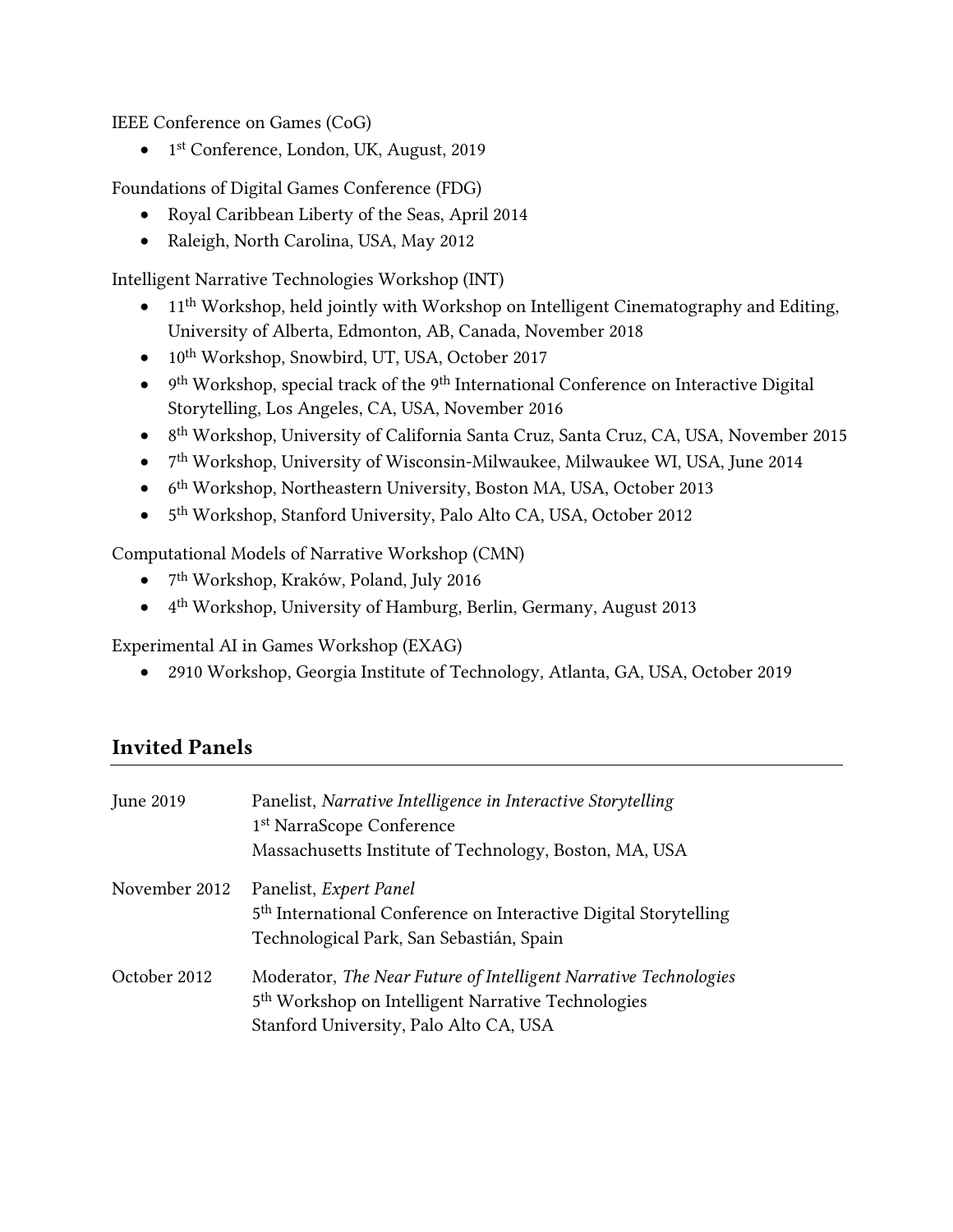IEEE Conference on Games (CoG)

- 1st Conference, London, UK, August, 2019

Foundations of Digital Games Conference (FDG)

- Royal Caribbean Liberty of the Seas, April 2014
- Raleigh, North Carolina, USA, May 2012

Intelligent Narrative Technologies Workshop (INT)

- 11th Workshop, held jointly with Workshop on Intelligent Cinematography and Editing, University of Alberta, Edmonton, AB, Canada, November 2018
- 10th Workshop, Snowbird, UT, USA, October 2017
- 9th Workshop, special track of the 9th International Conference on Interactive Digital Storytelling, Los Angeles, CA, USA, November 2016
- 8th Workshop, University of California Santa Cruz, Santa Cruz, CA, USA, November 2015
- 7th Workshop, University of Wisconsin-Milwaukee, Milwaukee WI, USA, June 2014
- 6th Workshop, Northeastern University, Boston MA, USA, October 2013
- 5th Workshop, Stanford University, Palo Alto CA, USA, October 2012

Computational Models of Narrative Workshop (CMN)

- 7th Workshop, Kraków, Poland, July 2016
- 4th Workshop, University of Hamburg, Berlin, Germany, August 2013

Experimental AI in Games Workshop (EXAG)

- 2910 Workshop, Georgia Institute of Technology, Atlanta, GA, USA, October 2019

## Invited Panels

| | |
|---|---|
| June 2019 | Panelist, *Narrative Intelligence in Interactive Storytelling*<br>1st NarraScope Conference<br>Massachusetts Institute of Technology, Boston, MA, USA |
| November 2012 | Panelist, *Expert Panel*<br>5th International Conference on Interactive Digital Storytelling<br>Technological Park, San Sebastián, Spain |
| October 2012 | Moderator, *The Near Future of Intelligent Narrative Technologies*<br>5th Workshop on Intelligent Narrative Technologies<br>Stanford University, Palo Alto CA, USA |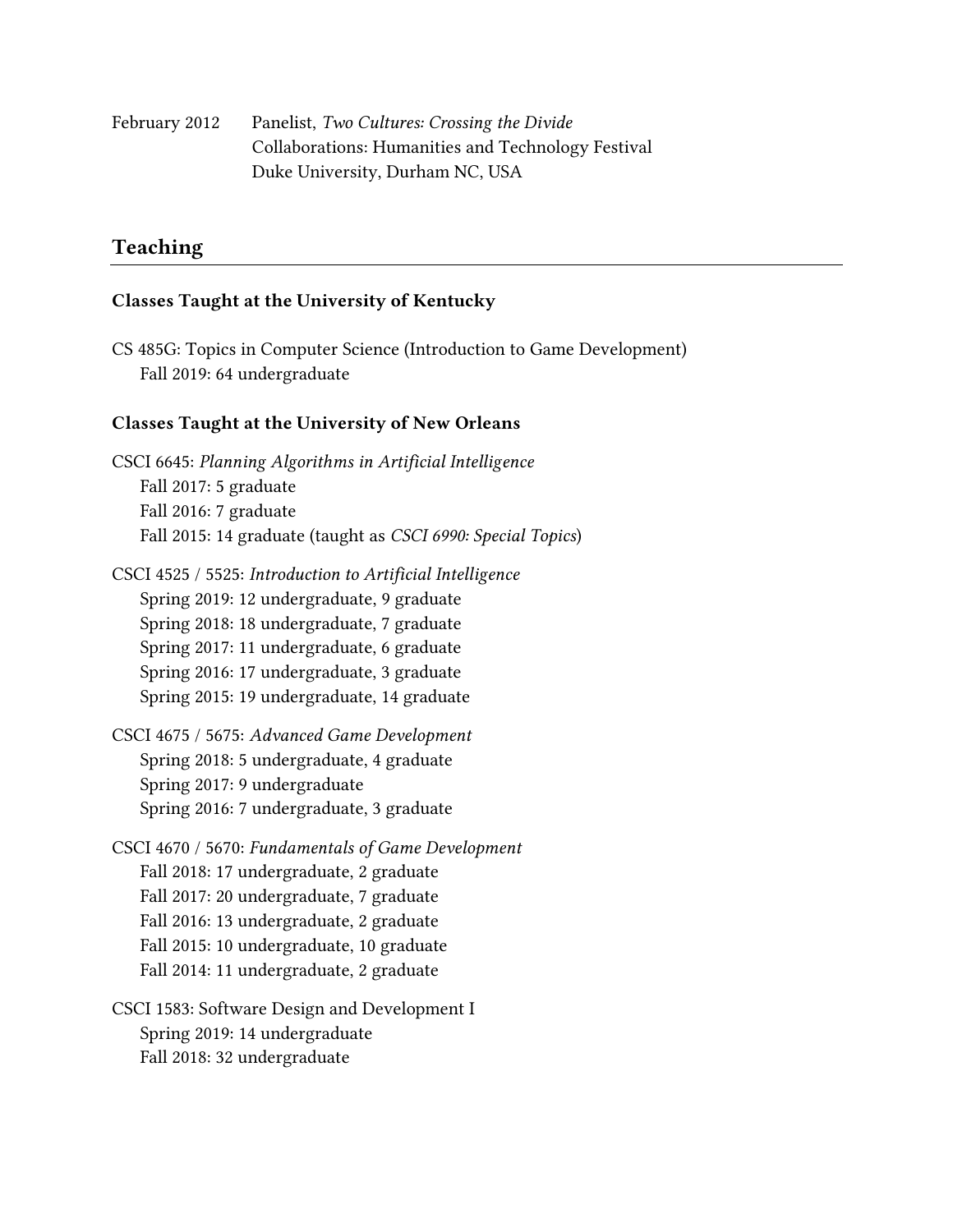February 2012 Panelist, *Two Cultures: Crossing the Divide*
Collaborations: Humanities and Technology Festival
Duke University, Durham NC, USA

## Teaching

### Classes Taught at the University of Kentucky

CS 485G: Topics in Computer Science (Introduction to Game Development)
- Fall 2019: 64 undergraduate

### Classes Taught at the University of New Orleans

CSCI 6645: *Planning Algorithms in Artificial Intelligence*
- Fall 2017: 5 graduate
- Fall 2016: 7 graduate
- Fall 2015: 14 graduate (taught as *CSCI 6990: Special Topics*)

CSCI 4525 / 5525: *Introduction to Artificial Intelligence*
- Spring 2019: 12 undergraduate, 9 graduate
- Spring 2018: 18 undergraduate, 7 graduate
- Spring 2017: 11 undergraduate, 6 graduate
- Spring 2016: 17 undergraduate, 3 graduate
- Spring 2015: 19 undergraduate, 14 graduate

CSCI 4675 / 5675: *Advanced Game Development*
- Spring 2018: 5 undergraduate, 4 graduate
- Spring 2017: 9 undergraduate
- Spring 2016: 7 undergraduate, 3 graduate

CSCI 4670 / 5670: *Fundamentals of Game Development*
- Fall 2018: 17 undergraduate, 2 graduate
- Fall 2017: 20 undergraduate, 7 graduate
- Fall 2016: 13 undergraduate, 2 graduate
- Fall 2015: 10 undergraduate, 10 graduate
- Fall 2014: 11 undergraduate, 2 graduate

CSCI 1583: Software Design and Development I
- Spring 2019: 14 undergraduate
- Fall 2018: 32 undergraduate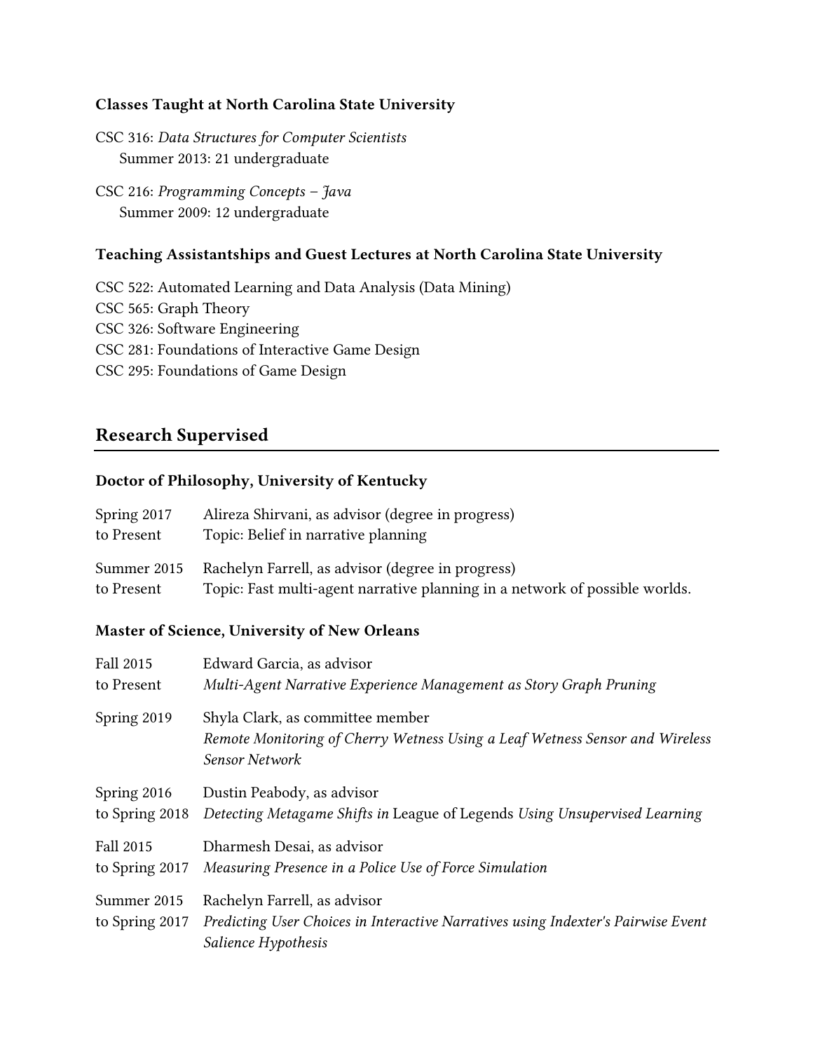### Classes Taught at North Carolina State University

CSC 316: *Data Structures for Computer Scientists*
  Summer 2013: 21 undergraduate

CSC 216: *Programming Concepts – Java*
  Summer 2009: 12 undergraduate

### Teaching Assistantships and Guest Lectures at North Carolina State University

CSC 522: Automated Learning and Data Analysis (Data Mining)
CSC 565: Graph Theory
CSC 326: Software Engineering
CSC 281: Foundations of Interactive Game Design
CSC 295: Foundations of Game Design

## Research Supervised

### Doctor of Philosophy, University of Kentucky

| | |
|---|---|
| Spring 2017 to Present | Alireza Shirvani, as advisor (degree in progress)<br>Topic: Belief in narrative planning |
| Summer 2015 to Present | Rachelyn Farrell, as advisor (degree in progress)<br>Topic: Fast multi-agent narrative planning in a network of possible worlds. |

### Master of Science, University of New Orleans

| | |
|---|---|
| Fall 2015 to Present | Edward Garcia, as advisor<br>*Multi-Agent Narrative Experience Management as Story Graph Pruning* |
| Spring 2019 | Shyla Clark, as committee member<br>*Remote Monitoring of Cherry Wetness Using a Leaf Wetness Sensor and Wireless Sensor Network* |
| Spring 2016 to Spring 2018 | Dustin Peabody, as advisor<br>*Detecting Metagame Shifts in* League of Legends *Using Unsupervised Learning* |
| Fall 2015 to Spring 2017 | Dharmesh Desai, as advisor<br>*Measuring Presence in a Police Use of Force Simulation* |
| Summer 2015 to Spring 2017 | Rachelyn Farrell, as advisor<br>*Predicting User Choices in Interactive Narratives using Indexter's Pairwise Event Salience Hypothesis* |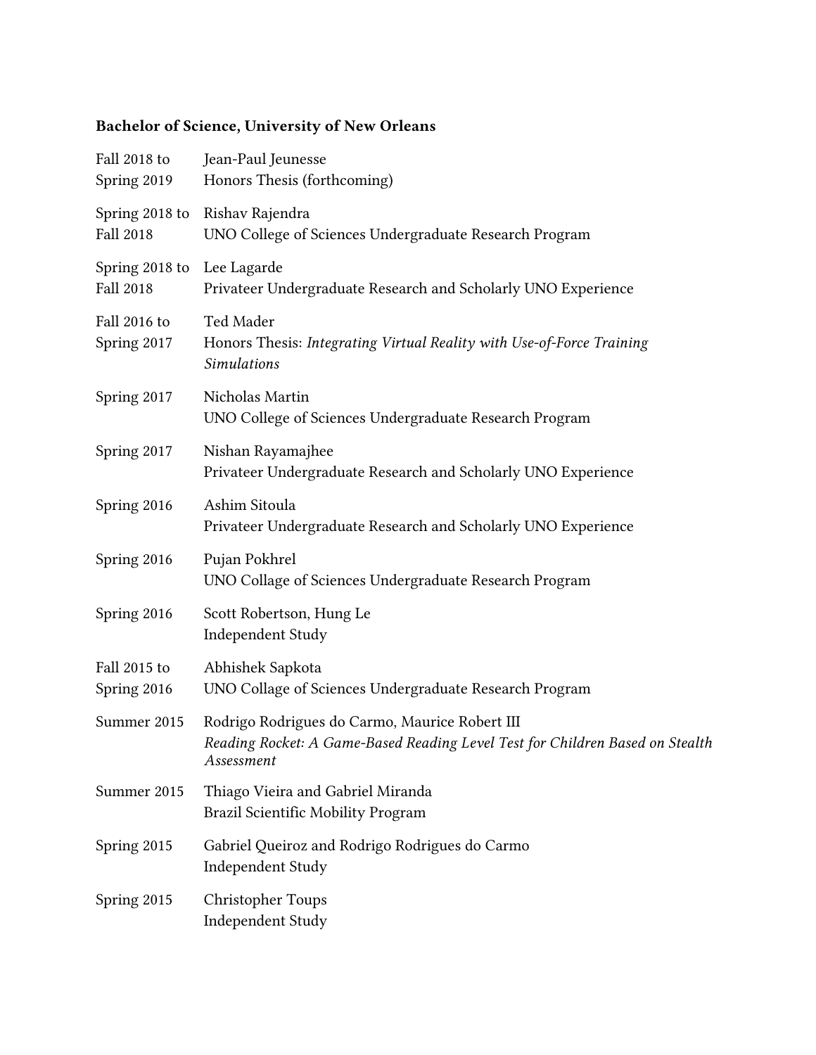**Bachelor of Science, University of New Orleans**

| | |
|---|---|
| Fall 2018 to Spring 2019 | Jean-Paul Jeunesse<br>Honors Thesis (forthcoming) |
| Spring 2018 to Fall 2018 | Rishav Rajendra<br>UNO College of Sciences Undergraduate Research Program |
| Spring 2018 to Fall 2018 | Lee Lagarde<br>Privateer Undergraduate Research and Scholarly UNO Experience |
| Fall 2016 to Spring 2017 | Ted Mader<br>Honors Thesis: *Integrating Virtual Reality with Use-of-Force Training Simulations* |
| Spring 2017 | Nicholas Martin<br>UNO College of Sciences Undergraduate Research Program |
| Spring 2017 | Nishan Rayamajhee<br>Privateer Undergraduate Research and Scholarly UNO Experience |
| Spring 2016 | Ashim Sitoula<br>Privateer Undergraduate Research and Scholarly UNO Experience |
| Spring 2016 | Pujan Pokhrel<br>UNO Collage of Sciences Undergraduate Research Program |
| Spring 2016 | Scott Robertson, Hung Le<br>Independent Study |
| Fall 2015 to Spring 2016 | Abhishek Sapkota<br>UNO Collage of Sciences Undergraduate Research Program |
| Summer 2015 | Rodrigo Rodrigues do Carmo, Maurice Robert III<br>*Reading Rocket: A Game-Based Reading Level Test for Children Based on Stealth Assessment* |
| Summer 2015 | Thiago Vieira and Gabriel Miranda<br>Brazil Scientific Mobility Program |
| Spring 2015 | Gabriel Queiroz and Rodrigo Rodrigues do Carmo<br>Independent Study |
| Spring 2015 | Christopher Toups<br>Independent Study |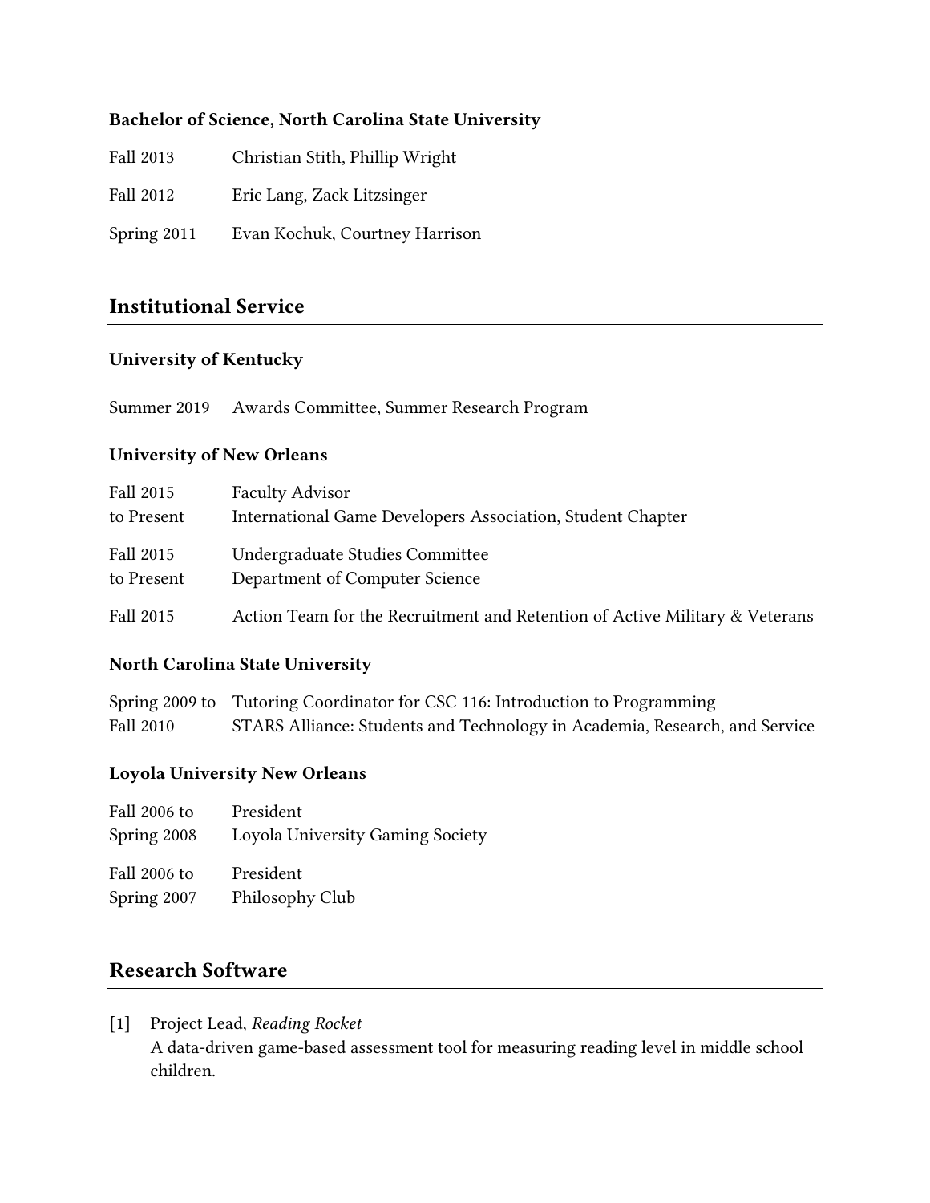### Bachelor of Science, North Carolina State University

| | |
|---|---|
| Fall 2013 | Christian Stith, Phillip Wright |
| Fall 2012 | Eric Lang, Zack Litzsinger |
| Spring 2011 | Evan Kochuk, Courtney Harrison |

## Institutional Service

### University of Kentucky

| | |
|---|---|
| Summer 2019 | Awards Committee, Summer Research Program |

### University of New Orleans

| | |
|---|---|
| Fall 2015 to Present | Faculty Advisor<br>International Game Developers Association, Student Chapter |
| Fall 2015 to Present | Undergraduate Studies Committee<br>Department of Computer Science |
| Fall 2015 | Action Team for the Recruitment and Retention of Active Military & Veterans |

### North Carolina State University

| | |
|---|---|
| Spring 2009 to Fall 2010 | Tutoring Coordinator for CSC 116: Introduction to Programming<br>STARS Alliance: Students and Technology in Academia, Research, and Service |

### Loyola University New Orleans

| | |
|---|---|
| Fall 2006 to Spring 2008 | President<br>Loyola University Gaming Society |
| Fall 2006 to Spring 2007 | President<br>Philosophy Club |

## Research Software

[1] Project Lead, *Reading Rocket*
A data-driven game-based assessment tool for measuring reading level in middle school children.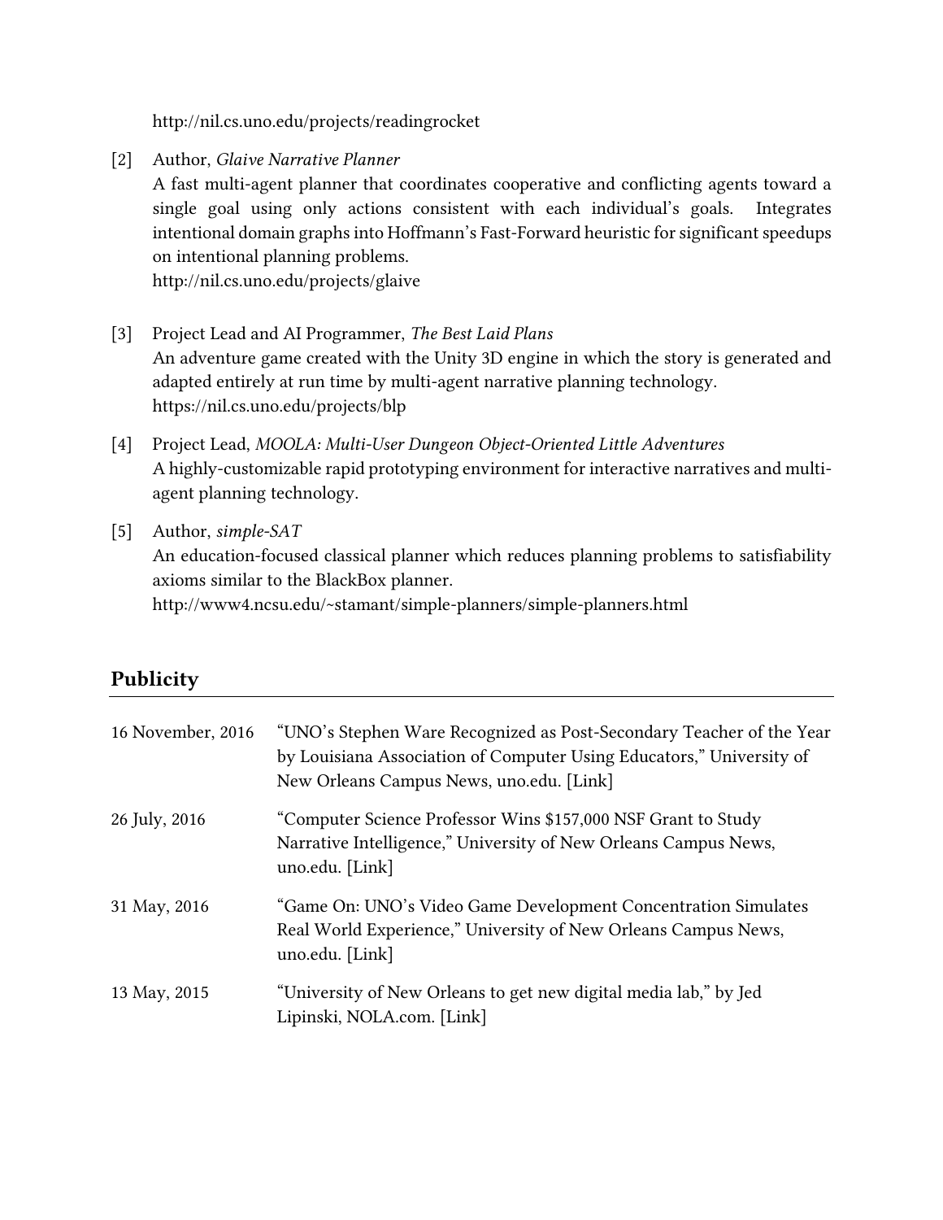http://nil.cs.uno.edu/projects/readingrocket

[2] Author, *Glaive Narrative Planner*
A fast multi-agent planner that coordinates cooperative and conflicting agents toward a single goal using only actions consistent with each individual's goals. Integrates intentional domain graphs into Hoffmann's Fast-Forward heuristic for significant speedups on intentional planning problems.
http://nil.cs.uno.edu/projects/glaive

[3] Project Lead and AI Programmer, *The Best Laid Plans*
An adventure game created with the Unity 3D engine in which the story is generated and adapted entirely at run time by multi-agent narrative planning technology.
https://nil.cs.uno.edu/projects/blp

[4] Project Lead, *MOOLA: Multi-User Dungeon Object-Oriented Little Adventures*
A highly-customizable rapid prototyping environment for interactive narratives and multi-agent planning technology.

[5] Author, *simple-SAT*
An education-focused classical planner which reduces planning problems to satisfiability axioms similar to the BlackBox planner.
http://www4.ncsu.edu/~stamant/simple-planners/simple-planners.html

## Publicity

| | |
|---|---|
| 16 November, 2016 | "UNO's Stephen Ware Recognized as Post-Secondary Teacher of the Year by Louisiana Association of Computer Using Educators," University of New Orleans Campus News, uno.edu. [Link] |
| 26 July, 2016 | "Computer Science Professor Wins $157,000 NSF Grant to Study Narrative Intelligence," University of New Orleans Campus News, uno.edu. [Link] |
| 31 May, 2016 | "Game On: UNO's Video Game Development Concentration Simulates Real World Experience," University of New Orleans Campus News, uno.edu. [Link] |
| 13 May, 2015 | "University of New Orleans to get new digital media lab," by Jed Lipinski, NOLA.com. [Link] |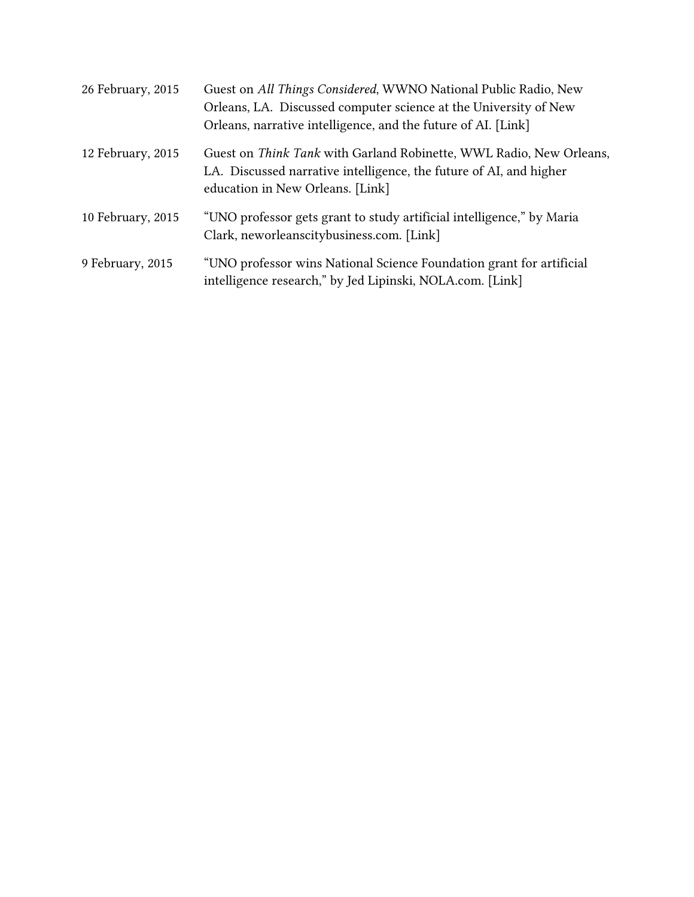| | |
|---|---|
| 26 February, 2015 | Guest on *All Things Considered*, WWNO National Public Radio, New Orleans, LA. Discussed computer science at the University of New Orleans, narrative intelligence, and the future of AI. [Link] |
| 12 February, 2015 | Guest on *Think Tank* with Garland Robinette, WWL Radio, New Orleans, LA. Discussed narrative intelligence, the future of AI, and higher education in New Orleans. [Link] |
| 10 February, 2015 | "UNO professor gets grant to study artificial intelligence," by Maria Clark, neworleanscitybusiness.com. [Link] |
| 9 February, 2015 | "UNO professor wins National Science Foundation grant for artificial intelligence research," by Jed Lipinski, NOLA.com. [Link] |